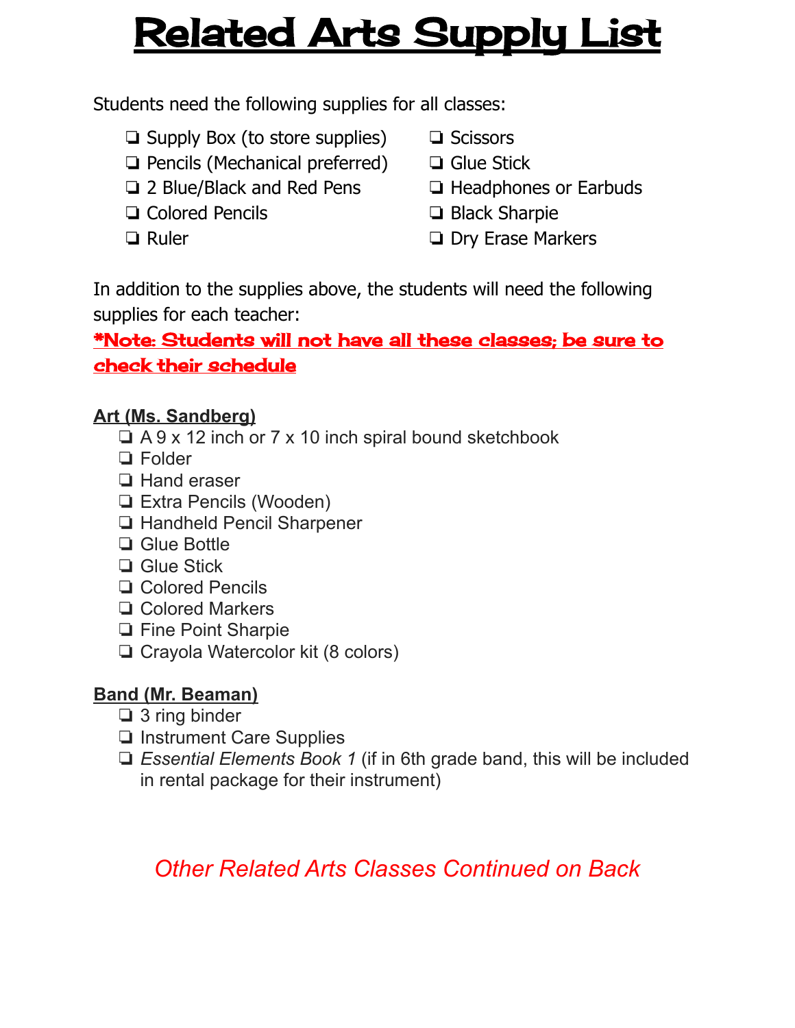# Related Arts Supply List

Students need the following supplies for all classes:

- ❏ Supply Box (to store supplies)
- ❏ Pencils (Mechanical preferred)
- ❏ 2 Blue/Black and Red Pens
- ❏ Colored Pencils
- ❏ Ruler
- ❏ Scissors
- ❏ Glue Stick
- ❏ Headphones or Earbuds
- ❏ Black Sharpie
- ❏ Dry Erase Markers

In addition to the supplies above, the students will need the following supplies for each teacher:

***Note: Students will not have all these classes; be sure to check their schedule***

**Art (Ms. Sandberg)**

- ❏ A 9 x 12 inch or 7 x 10 inch spiral bound sketchbook
- ❏ Folder
- ❏ Hand eraser
- ❏ Extra Pencils (Wooden)
- ❏ Handheld Pencil Sharpener
- ❏ Glue Bottle
- ❏ Glue Stick
- ❏ Colored Pencils
- ❏ Colored Markers
- ❏ Fine Point Sharpie
- ❏ Crayola Watercolor kit (8 colors)

**Band (Mr. Beaman)**

- ❏ 3 ring binder
- ❏ Instrument Care Supplies
- ❏ *Essential Elements Book 1* (if in 6th grade band, this will be included in rental package for their instrument)

*Other Related Arts Classes Continued on Back*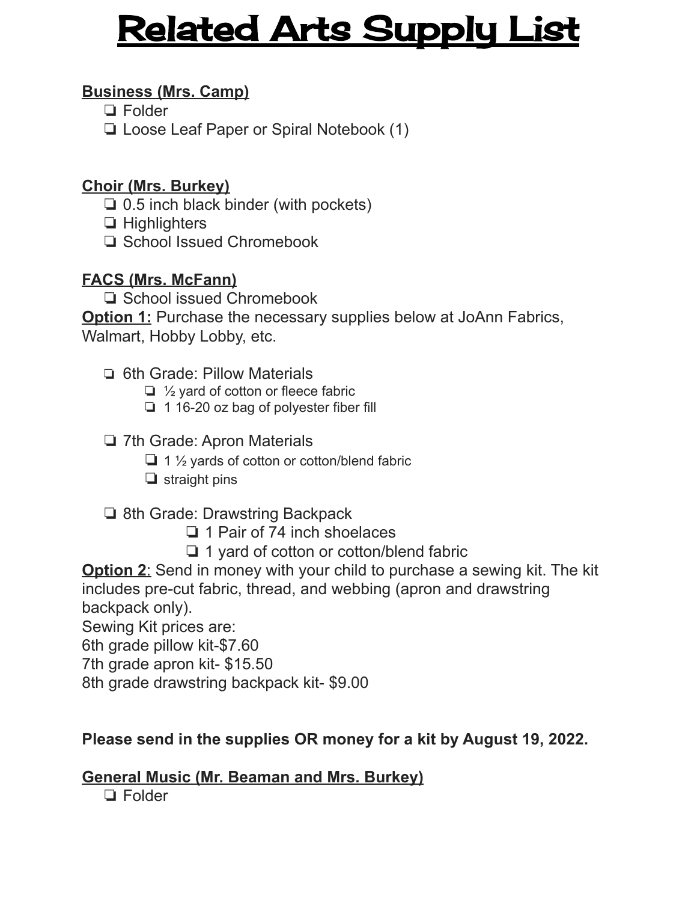# Related Arts Supply List

**Business (Mrs. Camp)**

- ❏ Folder
- ❏ Loose Leaf Paper or Spiral Notebook (1)

**Choir (Mrs. Burkey)**

- ❏ 0.5 inch black binder (with pockets)
- ❏ Highlighters
- ❏ School Issued Chromebook

**FACS (Mrs. McFann)**

- ❏ School issued Chromebook

**Option 1:** Purchase the necessary supplies below at JoAnn Fabrics, Walmart, Hobby Lobby, etc.

- ❏ 6th Grade: Pillow Materials
  - ❏ ½ yard of cotton or fleece fabric
  - ❏ 1 16-20 oz bag of polyester fiber fill
- ❏ 7th Grade: Apron Materials
  - ❏ 1 ½ yards of cotton or cotton/blend fabric
  - ❏ straight pins
- ❏ 8th Grade: Drawstring Backpack
  - ❏ 1 Pair of 74 inch shoelaces
  - ❏ 1 yard of cotton or cotton/blend fabric

**Option 2**: Send in money with your child to purchase a sewing kit. The kit includes pre-cut fabric, thread, and webbing (apron and drawstring backpack only).

Sewing Kit prices are:
6th grade pillow kit-$7.60
7th grade apron kit- $15.50
8th grade drawstring backpack kit- $9.00

**Please send in the supplies OR money for a kit by August 19, 2022.**

**General Music (Mr. Beaman and Mrs. Burkey)**

- ❏ Folder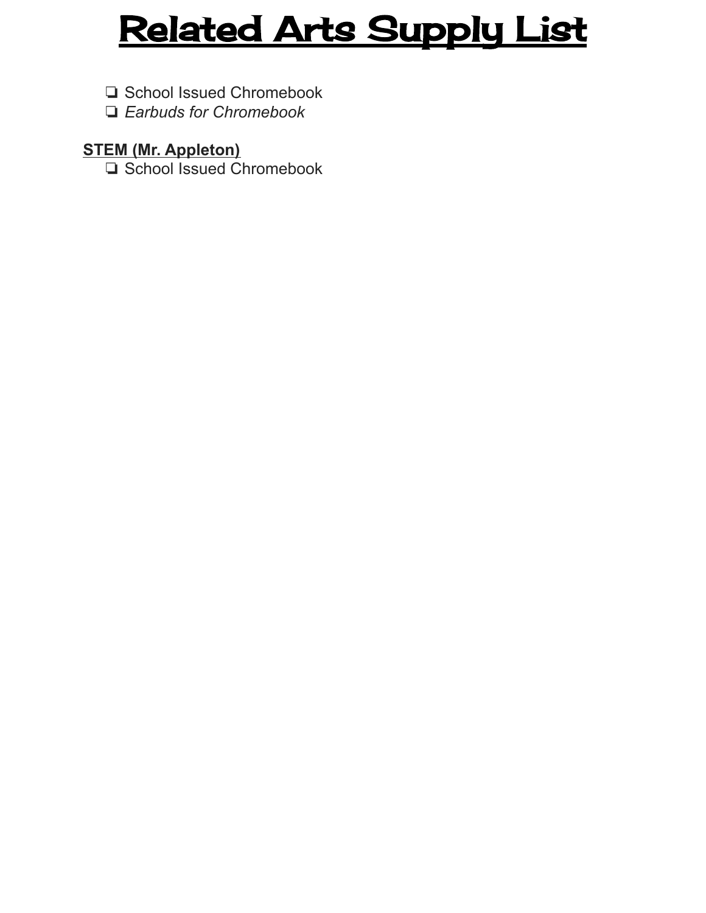# Related Arts Supply List

- ❏ School Issued Chromebook
- ❏ *Earbuds for Chromebook*

**STEM (Mr. Appleton)**

- ❏ School Issued Chromebook